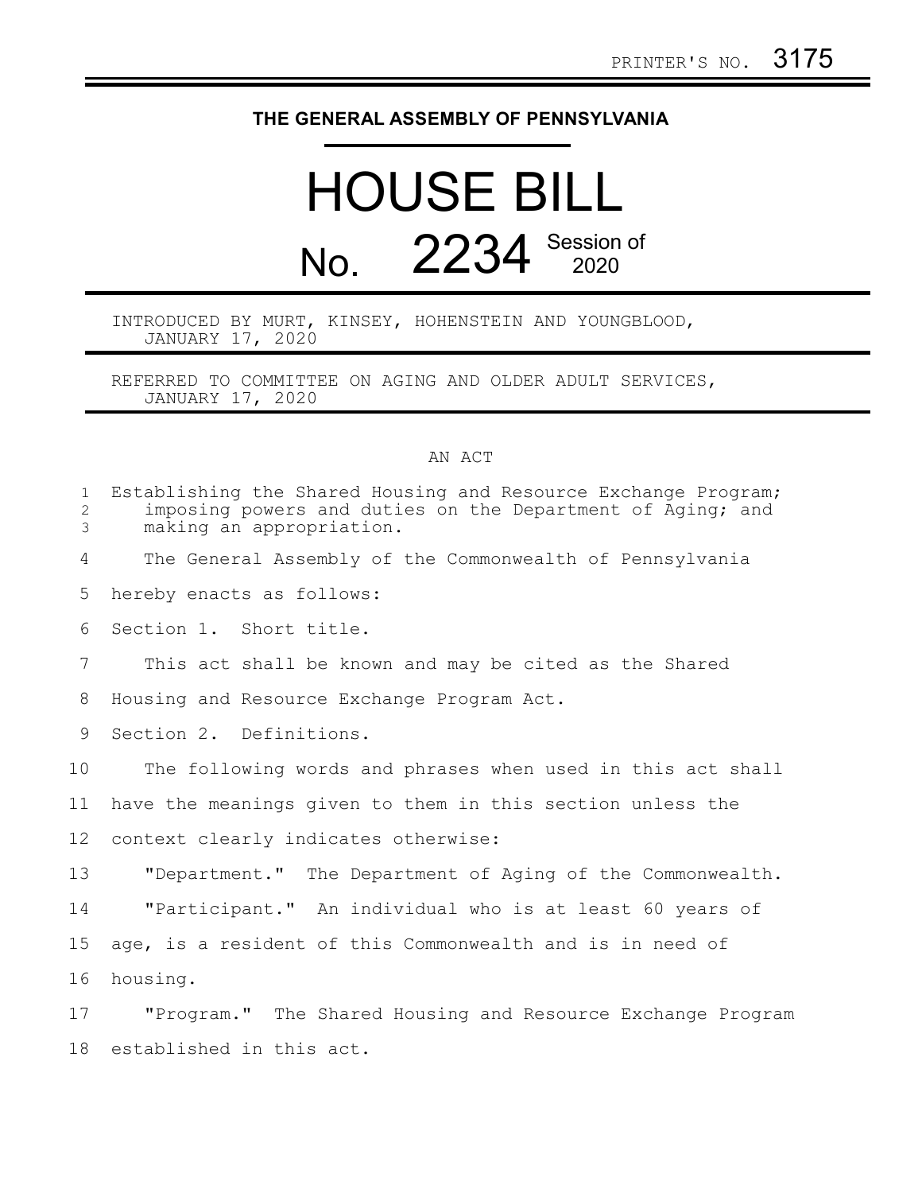PRINTER'S NO. 3175

# THE GENERAL ASSEMBLY OF PENNSYLVANIA

# HOUSE BILL

## No. 2234 Session of 2020

INTRODUCED BY MURT, KINSEY, HOHENSTEIN AND YOUNGBLOOD, JANUARY 17, 2020

REFERRED TO COMMITTEE ON AGING AND OLDER ADULT SERVICES, JANUARY 17, 2020

AN ACT

Establishing the Shared Housing and Resource Exchange Program; imposing powers and duties on the Department of Aging; and making an appropriation.

The General Assembly of the Commonwealth of Pennsylvania hereby enacts as follows:

Section 1. Short title.

This act shall be known and may be cited as the Shared Housing and Resource Exchange Program Act.

Section 2. Definitions.

The following words and phrases when used in this act shall have the meanings given to them in this section unless the context clearly indicates otherwise:

"Department." The Department of Aging of the Commonwealth.

"Participant." An individual who is at least 60 years of age, is a resident of this Commonwealth and is in need of housing.

"Program." The Shared Housing and Resource Exchange Program established in this act.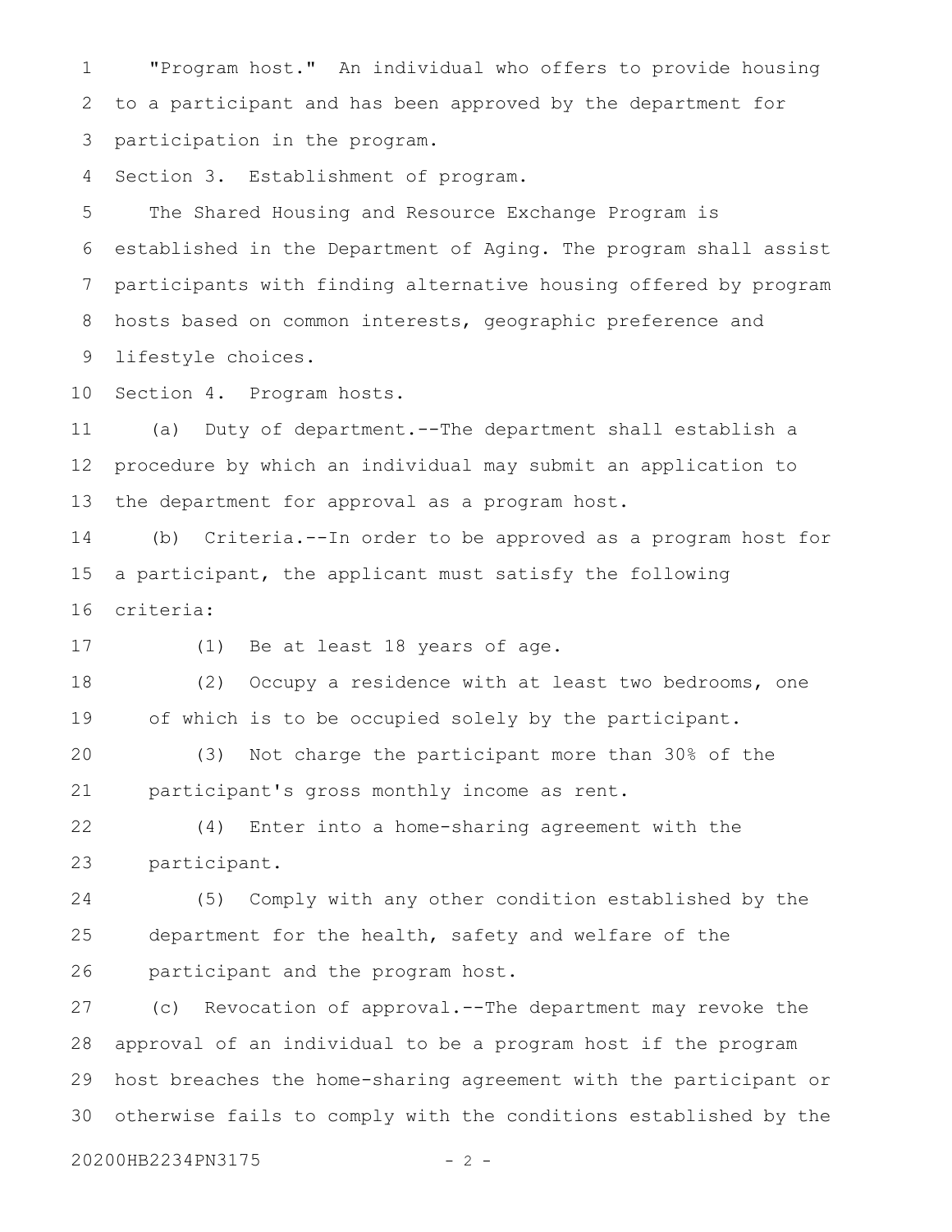"Program host." An individual who offers to provide housing to a participant and has been approved by the department for participation in the program.

Section 3. Establishment of program.

The Shared Housing and Resource Exchange Program is established in the Department of Aging. The program shall assist participants with finding alternative housing offered by program hosts based on common interests, geographic preference and lifestyle choices.

Section 4. Program hosts.

(a) Duty of department.--The department shall establish a procedure by which an individual may submit an application to the department for approval as a program host.

(b) Criteria.--In order to be approved as a program host for a participant, the applicant must satisfy the following criteria:

(1) Be at least 18 years of age.

(2) Occupy a residence with at least two bedrooms, one of which is to be occupied solely by the participant.

(3) Not charge the participant more than 30% of the participant's gross monthly income as rent.

(4) Enter into a home-sharing agreement with the participant.

(5) Comply with any other condition established by the department for the health, safety and welfare of the participant and the program host.

(c) Revocation of approval.--The department may revoke the approval of an individual to be a program host if the program host breaches the home-sharing agreement with the participant or otherwise fails to comply with the conditions established by the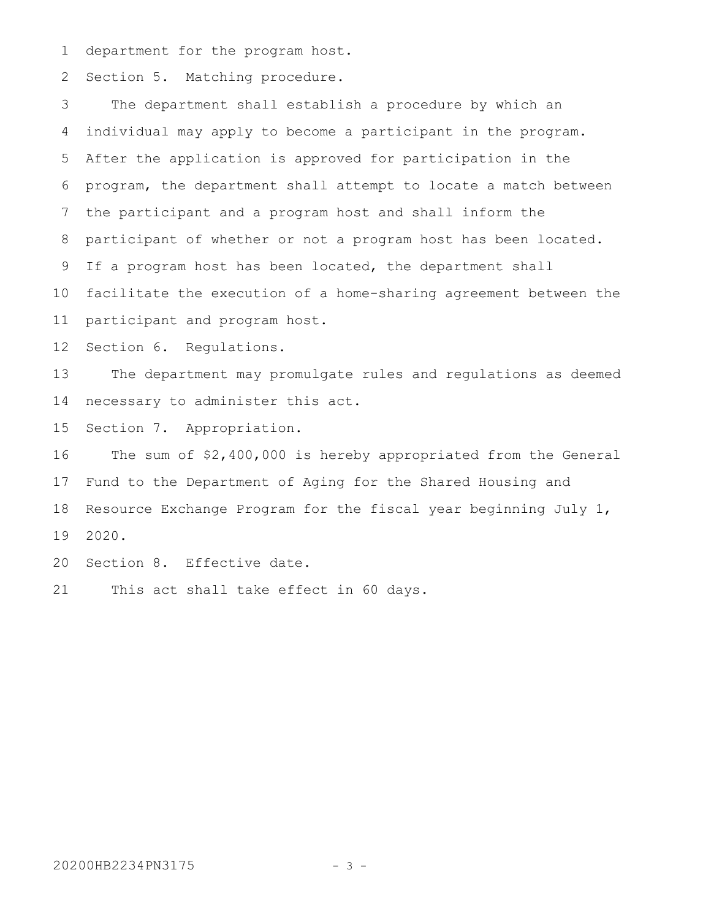department for the program host.

Section 5. Matching procedure.

The department shall establish a procedure by which an individual may apply to become a participant in the program. After the application is approved for participation in the program, the department shall attempt to locate a match between the participant and a program host and shall inform the participant of whether or not a program host has been located. If a program host has been located, the department shall facilitate the execution of a home-sharing agreement between the participant and program host.

Section 6. Regulations.

The department may promulgate rules and regulations as deemed necessary to administer this act.

Section 7. Appropriation.

The sum of $2,400,000 is hereby appropriated from the General Fund to the Department of Aging for the Shared Housing and Resource Exchange Program for the fiscal year beginning July 1, 2020.

Section 8. Effective date.

This act shall take effect in 60 days.